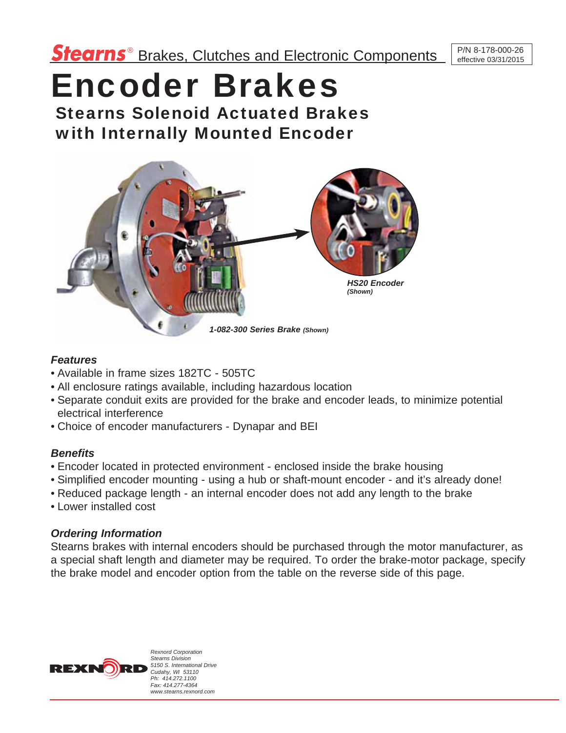**Stearns**® Brakes, Clutches and Electronic Components

P/N 8-178-000-26
effective 03/31/2015

# Encoder Brakes

## Stearns Solenoid Actuated Brakes with Internally Mounted Encoder

***HS20 Encoder*** *(Shown)*

***1-082-300 Series Brake*** *(Shown)*

### *Features*

- Available in frame sizes 182TC - 505TC
- All enclosure ratings available, including hazardous location
- Separate conduit exits are provided for the brake and encoder leads, to minimize potential electrical interference
- Choice of encoder manufacturers - Dynapar and BEI

### *Benefits*

- Encoder located in protected environment - enclosed inside the brake housing
- Simplified encoder mounting - using a hub or shaft-mount encoder - and it's already done!
- Reduced package length - an internal encoder does not add any length to the brake
- Lower installed cost

### *Ordering Information*

Stearns brakes with internal encoders should be purchased through the motor manufacturer, as a special shaft length and diameter may be required. To order the brake-motor package, specify the brake model and encoder option from the table on the reverse side of this page.

REXNORD

*Rexnord Corporation*
*Stearns Division*
*5150 S. International Drive*
*Cudahy, WI 53110*
*Ph: 414.272.1100*
*Fax: 414.277-4364*
*www.stearns.rexnord.com*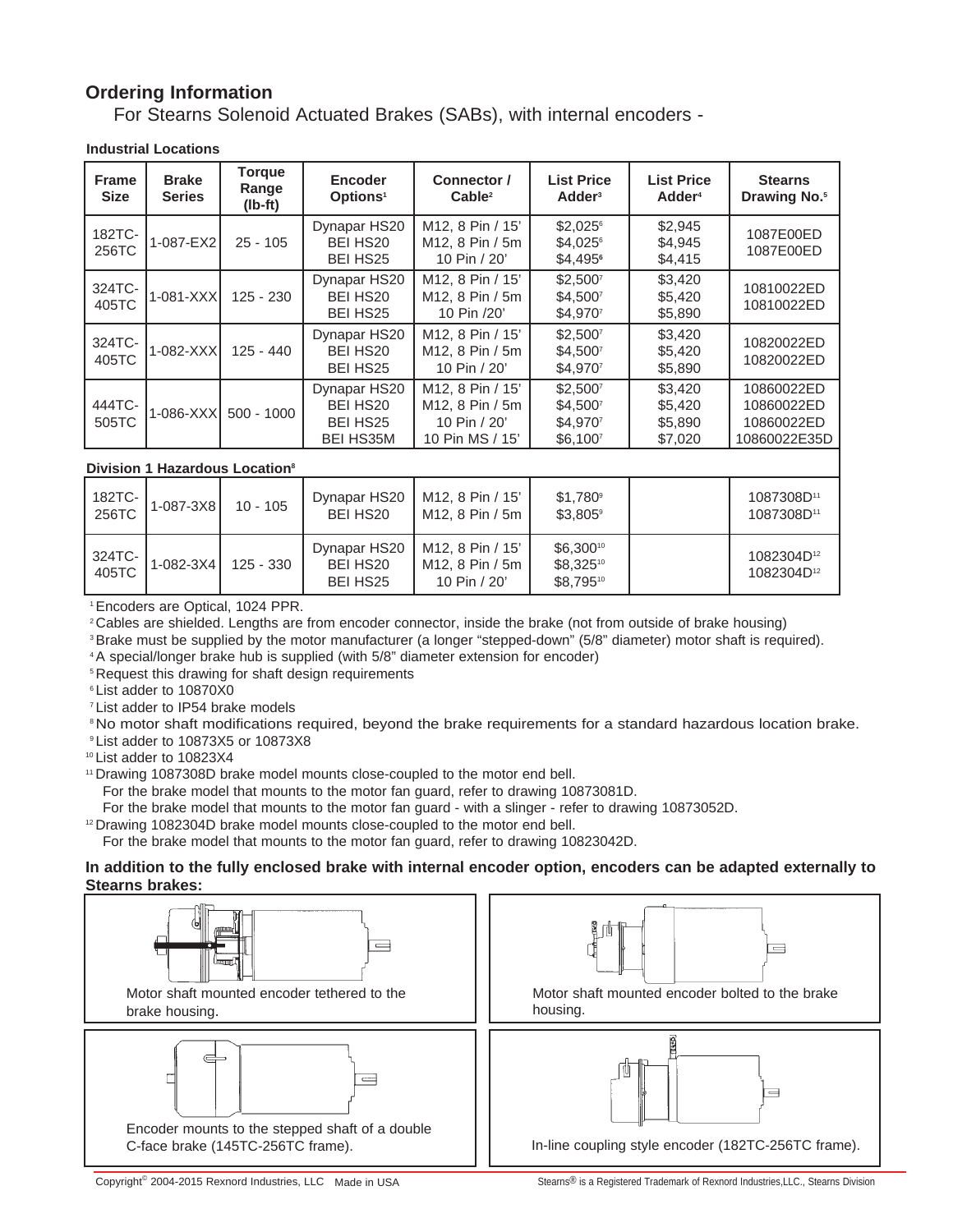## Ordering Information

For Stearns Solenoid Actuated Brakes (SABs), with internal encoders -

**Industrial Locations**

| Frame Size | Brake Series | Torque Range (lb-ft) | Encoder Options[1] | Connector / Cable[2] | List Price Adder[3] | List Price Adder[4] | Stearns Drawing No.[5] |
|---|---|---|---|---|---|---|---|
| 182TC-256TC | 1-087-EX2 | 25 - 105 | Dynapar HS20<br>BEI HS20<br>BEI HS25 | M12, 8 Pin / 15'<br>M12, 8 Pin / 5m<br>10 Pin / 20' | $2,025[6]<br>$4,025[6]<br>$4,495[6] | $2,945<br>$4,945<br>$4,415 | 1087E00ED<br>1087E00ED |
| 324TC-405TC | 1-081-XXX | 125 - 230 | Dynapar HS20<br>BEI HS20<br>BEI HS25 | M12, 8 Pin / 15'<br>M12, 8 Pin / 5m<br>10 Pin /20' | $2,500[7]<br>$4,500[7]<br>$4,970[7] | $3,420<br>$5,420<br>$5,890 | 10810022ED<br>10810022ED |
| 324TC-405TC | 1-082-XXX | 125 - 440 | Dynapar HS20<br>BEI HS20<br>BEI HS25 | M12, 8 Pin / 15'<br>M12, 8 Pin / 5m<br>10 Pin / 20' | $2,500[7]<br>$4,500[7]<br>$4,970[7] | $3,420<br>$5,420<br>$5,890 | 10820022ED<br>10820022ED |
| 444TC-505TC | 1-086-XXX | 500 - 1000 | Dynapar HS20<br>BEI HS20<br>BEI HS25<br>BEI HS35M | M12, 8 Pin / 15'<br>M12, 8 Pin / 5m<br>10 Pin / 20'<br>10 Pin MS / 15' | $2,500[7]<br>$4,500[7]<br>$4,970[7]<br>$6,100[7] | $3,420<br>$5,420<br>$5,890<br>$7,020 | 10860022ED<br>10860022ED<br>10860022ED<br>10860022E35D |
| **Division 1 Hazardous Location[8]** | | | | | | | |
| 182TC-256TC | 1-087-3X8 | 10 - 105 | Dynapar HS20<br>BEI HS20 | M12, 8 Pin / 15'<br>M12, 8 Pin / 5m | $1,780[9]<br>$3,805[9] | | 1087308D[11]<br>1087308D[11] |
| 324TC-405TC | 1-082-3X4 | 125 - 330 | Dynapar HS20<br>BEI HS20<br>BEI HS25 | M12, 8 Pin / 15'<br>M12, 8 Pin / 5m<br>10 Pin / 20' | $6,300[10]<br>$8,325[10]<br>$8,795[10] | | 1082304D[12]<br>1082304D[12] |

[1] Encoders are Optical, 1024 PPR.
[2] Cables are shielded. Lengths are from encoder connector, inside the brake (not from outside of brake housing)
[3] Brake must be supplied by the motor manufacturer (a longer "stepped-down" (5/8" diameter) motor shaft is required).
[4] A special/longer brake hub is supplied (with 5/8" diameter extension for encoder)
[5] Request this drawing for shaft design requirements
[6] List adder to 10870X0
[7] List adder to IP54 brake models
[8] No motor shaft modifications required, beyond the brake requirements for a standard hazardous location brake.
[9] List adder to 10873X5 or 10873X8
[10] List adder to 10823X4
[11] Drawing 1087308D brake model mounts close-coupled to the motor end bell.
For the brake model that mounts to the motor fan guard, refer to drawing 10873081D.
For the brake model that mounts to the motor fan guard - with a slinger - refer to drawing 10873052D.
[12] Drawing 1082304D brake model mounts close-coupled to the motor end bell.
For the brake model that mounts to the motor fan guard, refer to drawing 10823042D.

**In addition to the fully enclosed brake with internal encoder option, encoders can be adapted externally to Stearns brakes:**

Motor shaft mounted encoder tethered to the brake housing.

Motor shaft mounted encoder bolted to the brake housing.

Encoder mounts to the stepped shaft of a double C-face brake (145TC-256TC frame).

In-line coupling style encoder (182TC-256TC frame).

Copyright© 2004-2015 Rexnord Industries, LLC Made in USA

Stearns® is a Registered Trademark of Rexnord Industries,LLC., Stearns Division